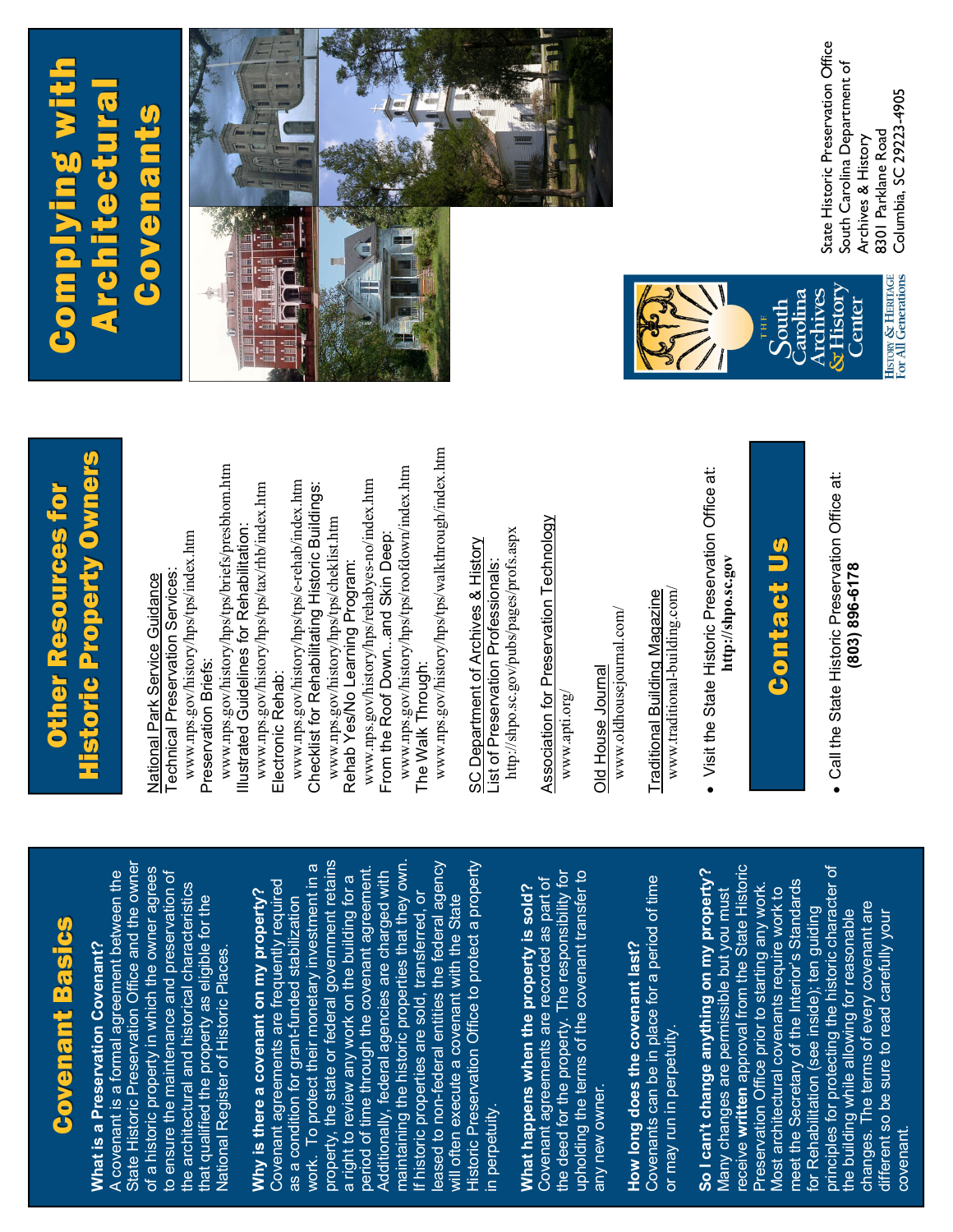# Covenant Basics

**What is a Preservation Covenant?**
A covenant is a formal agreement between the State Historic Preservation Office and the owner of a historic property in which the owner agrees to ensure the maintenance and preservation of the architectural and historical characteristics that qualified the property as eligible for the National Register of Historic Places.

**Why is there a covenant on my property?**
Covenant agreements are frequently required as a condition for grant-funded stabilization work. To protect their monetary investment in a property, the state or federal government retains a right to review any work on the building for a period of time through the covenant agreement. Additionally, federal agencies are charged with maintaining the historic properties that they own. If historic properties are sold, transferred, or leased to non-federal entities the federal agency will often execute a covenant with the State Historic Preservation Office to protect a property in perpetuity.

**What happens when the property is sold?**
Covenant agreements are recorded as part of the deed for the property. The responsibility for upholding the terms of the covenant transfer to any new owner.

**How long does the covenant last?**
Covenants can be in place for a period of time or may run in perpetuity.

**So I can't change anything on my property?**
Many changes are permissible but you must receive **written** approval from the State Historic Preservation Office prior to starting any work. Most architectural covenants require work to meet the Secretary of the Interior's Standards for Rehabilitation (see inside); ten guiding principles for protecting the historic character of the building while allowing for reasonable changes. The terms of every covenant are different so be sure to read carefully your covenant.

# Other Resources for Historic Property Owners

National Park Service Guidance
Technical Preservation Services:
www.nps.gov/history/hps/tps/index.htm
Preservation Briefs:
www.nps.gov/history/hps/tps/briefs/presbhom.htm
Illustrated Guidelines for Rehabilitation:
www.nps.gov/history/hps/tps/tax/rhb/index.htm
Electronic Rehab:
www.nps.gov/history/hps/tps/e-rehab/index.htm
Checklist for Rehabilitating Historic Buildings:
www.nps.gov/history/hps/tps/checklist.htm
Rehab Yes/No Learning Program:
www.nps.gov/history/hps/rehabyes-no/index.htm
From the Roof Down...and Skin Deep:
www.nps.gov/history/hps/tps/roofdown/index.htm
The Walk Through:
www.nps.gov/history/hps/tps/walkthrough/index.htm

SC Department of Archives & History
List of Preservation Professionals:
http://shpo.sc.gov/pubs/pages/profs.aspx

Association for Preservation Technology
www.apti.org/

Old House Journal
www.oldhousejournal.com/

Traditional Building Magazine
www.traditional-building.com/

# Contact Us

- Visit the State Historic Preservation Office at: **http://shpo.sc.gov**
- Call the State Historic Preservation Office at: **(803) 896-6178**

# Complying with Architectural Covenants

The South Carolina Archives & History Center
History & Heritage For All Generations

State Historic Preservation Office
South Carolina Department of Archives & History
8301 Parklane Road
Columbia, SC 29223-4905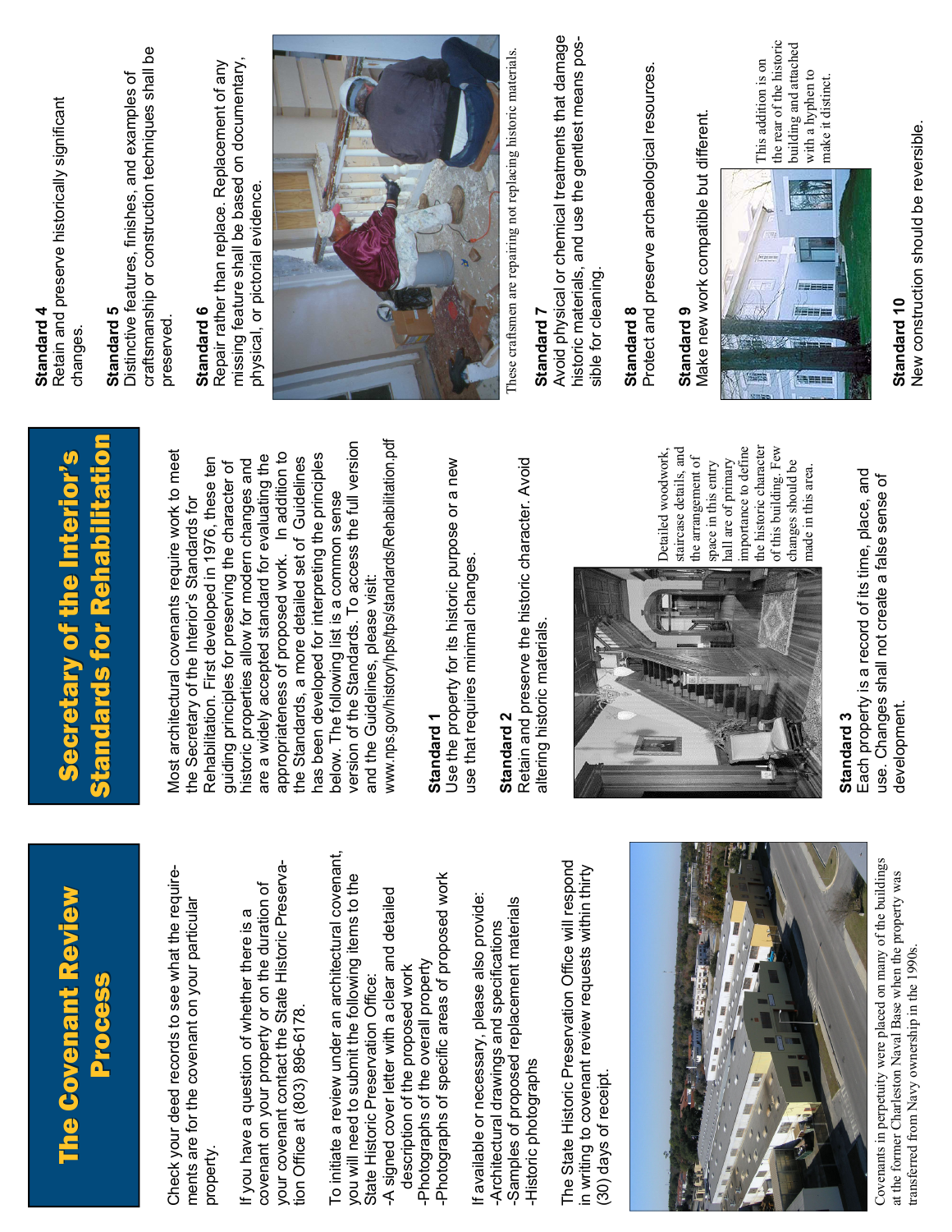# The Covenant Review Process

Check your deed records to see what the requirements are for the covenant on your particular property.

If you have a question of whether there is a covenant on your property or on the duration of your covenant contact the State Historic Preservation Office at (803) 896-6178.

To initiate a review under an architectural covenant, you will need to submit the following items to the State Historic Preservation Office:

- A signed cover letter with a clear and detailed description of the proposed work
- Photographs of the overall property
- Photographs of specific areas of proposed work

If available or necessary, please also provide:

- Architectural drawings and specifications
- Samples of proposed replacement materials
- Historic photographs

The State Historic Preservation Office will respond in writing to covenant review requests within thirty (30) days of receipt.

Covenants in perpetuity were placed on many of the buildings at the former Charleston Naval Base when the property was transferred from Navy ownership in the 1990s.

# Secretary of the Interior's Standards for Rehabilitation

Most architectural covenants require work to meet the Secretary of the Interior's Standards for Rehabilitation. First developed in 1976, these ten guiding principles for preserving the character of historic properties allow for modern changes and are a widely accepted standard for evaluating the appropriateness of proposed work. In addition to the Standards, a more detailed set of Guidelines has been developed for interpreting the principles below. The following list is a common sense version of the Standards. To access the full version and the Guidelines, please visit: www.nps.gov/history/hps/tps/standards/Rehabilitation.pdf

**Standard 1**
Use the property for its historic purpose or a new use that requires minimal changes.

**Standard 2**
Retain and preserve the historic character. Avoid altering historic materials.

Detailed woodwork, staircase details, and the arrangement of space in this entry hall are of primary importance to define the historic character of this building. Few changes should be made in this area.

**Standard 3**
Each property is a record of its time, place, and use. Changes shall not create a false sense of development.

**Standard 4**
Retain and preserve historically significant changes.

**Standard 5**
Distinctive features, finishes, and examples of craftsmanship or construction techniques shall be preserved.

**Standard 6**
Repair rather than replace. Replacement of any missing feature shall be based on documentary, physical, or pictorial evidence.

These craftsmen are repairing not replacing historic materials.

**Standard 7**
Avoid physical or chemical treatments that damage historic materials, and use the gentlest means possible for cleaning.

**Standard 8**
Protect and preserve archaeological resources.

**Standard 9**
Make new work compatible but different.

This addition is on the rear of the historic building and attached with a hyphen to make it distinct.

**Standard 10**
New construction should be reversible.